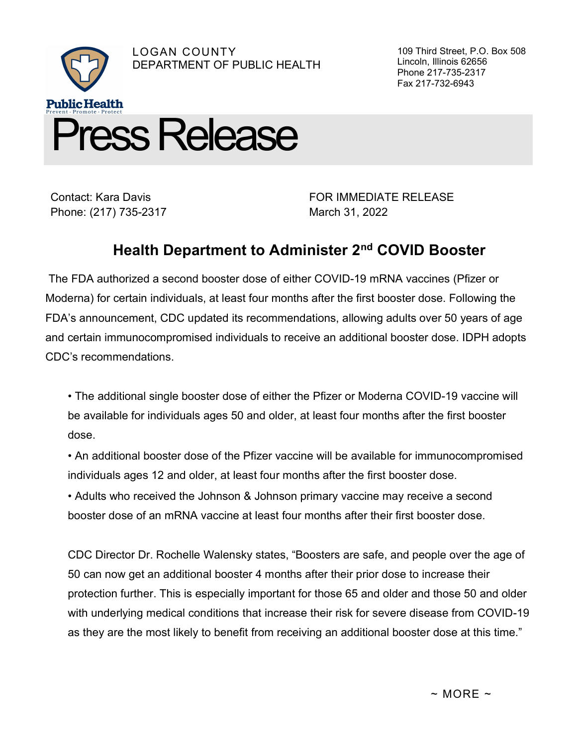LOGAN COUNTY
DEPARTMENT OF PUBLIC HEALTH

Public Health
Prevent · Promote · Protect

109 Third Street, P.O. Box 508
Lincoln, Illinois 62656
Phone 217-735-2317
Fax 217-732-6943

# Press Release

Contact: Kara Davis
Phone: (217) 735-2317

FOR IMMEDIATE RELEASE
March 31, 2022

## Health Department to Administer 2nd COVID Booster

The FDA authorized a second booster dose of either COVID-19 mRNA vaccines (Pfizer or Moderna) for certain individuals, at least four months after the first booster dose. Following the FDA's announcement, CDC updated its recommendations, allowing adults over 50 years of age and certain immunocompromised individuals to receive an additional booster dose. IDPH adopts CDC's recommendations.

- The additional single booster dose of either the Pfizer or Moderna COVID-19 vaccine will be available for individuals ages 50 and older, at least four months after the first booster dose.
- An additional booster dose of the Pfizer vaccine will be available for immunocompromised individuals ages 12 and older, at least four months after the first booster dose.
- Adults who received the Johnson & Johnson primary vaccine may receive a second booster dose of an mRNA vaccine at least four months after their first booster dose.

CDC Director Dr. Rochelle Walensky states, "Boosters are safe, and people over the age of 50 can now get an additional booster 4 months after their prior dose to increase their protection further. This is especially important for those 65 and older and those 50 and older with underlying medical conditions that increase their risk for severe disease from COVID-19 as they are the most likely to benefit from receiving an additional booster dose at this time."

~ MORE ~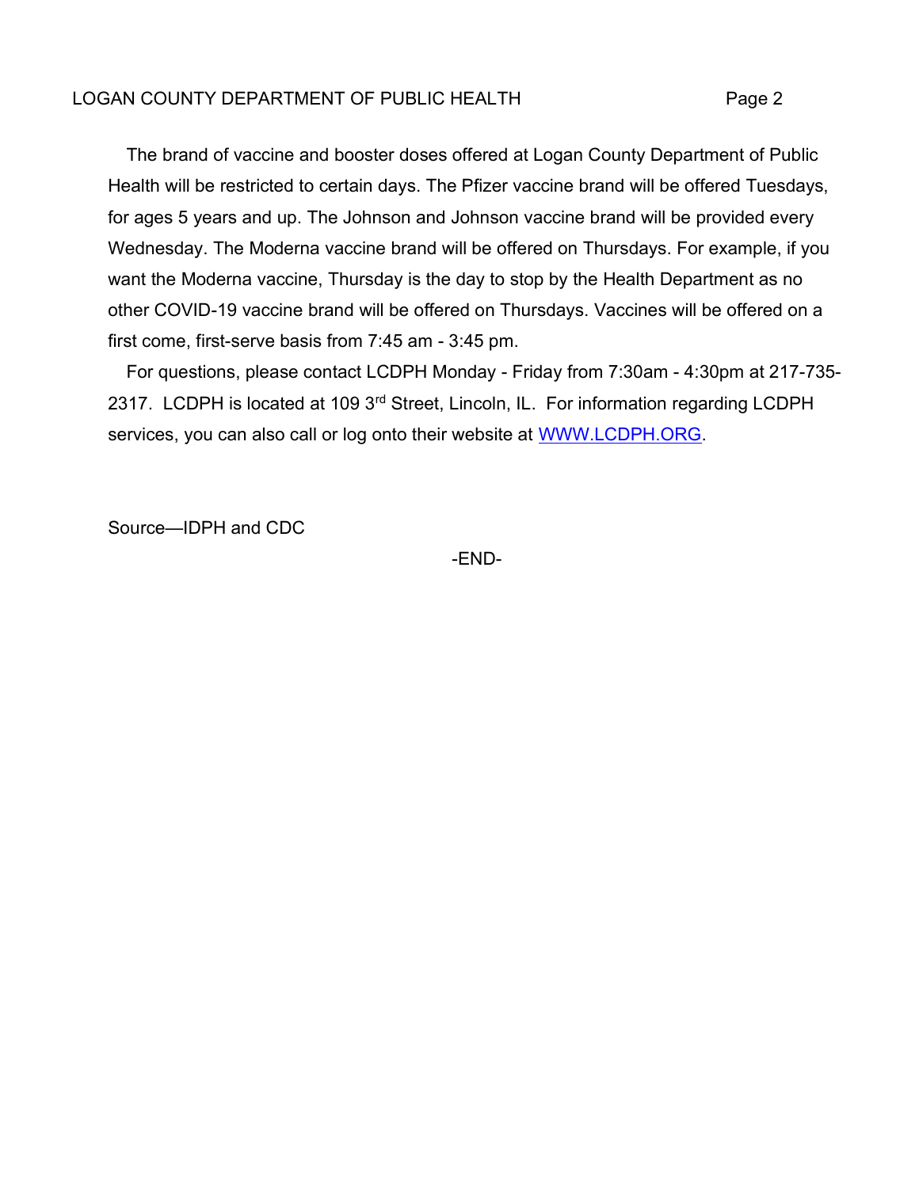The brand of vaccine and booster doses offered at Logan County Department of Public Health will be restricted to certain days. The Pfizer vaccine brand will be offered Tuesdays, for ages 5 years and up. The Johnson and Johnson vaccine brand will be provided every Wednesday. The Moderna vaccine brand will be offered on Thursdays. For example, if you want the Moderna vaccine, Thursday is the day to stop by the Health Department as no other COVID-19 vaccine brand will be offered on Thursdays. Vaccines will be offered on a first come, first-serve basis from 7:45 am - 3:45 pm.

For questions, please contact LCDPH Monday - Friday from 7:30am - 4:30pm at 217-735-2317. LCDPH is located at 109 3rd Street, Lincoln, IL. For information regarding LCDPH services, you can also call or log onto their website at [WWW.LCDPH.ORG](http://WWW.LCDPH.ORG).

Source—IDPH and CDC

-END-